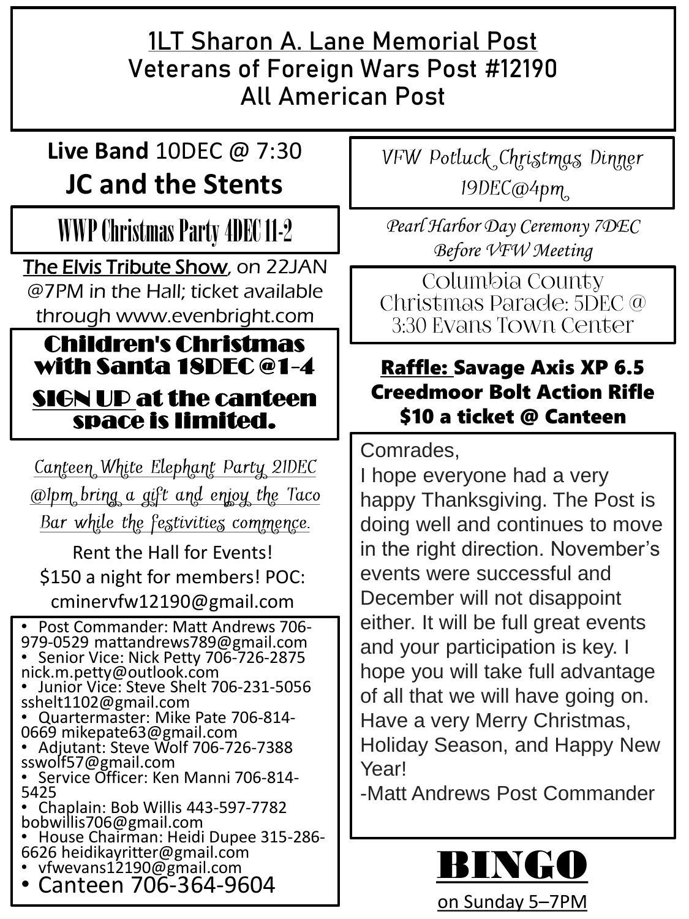# 1LT Sharon A. Lane Memorial Post
## Veterans of Foreign Wars Post #12190
## All American Post

**Live Band** 10DEC @ 7:30
**JC and the Stents**

**WWP Christmas Party 4DEC 11-2**

The Elvis Tribute Show, on 22JAN @7PM in the Hall; ticket available through www.evenbright.com

**Children's Christmas with Santa 18DEC @1-4**
**SIGN UP at the canteen space is limited.**

*Canteen White Elephant Party 21DEC @1pm bring a gift and enjoy the Taco Bar while the festivities commence.*

Rent the Hall for Events!
$150 a night for members! POC: cminervfw12190@gmail.com

- Post Commander: Matt Andrews 706-979-0529 mattandrews789@gmail.com
- Senior Vice: Nick Petty 706-726-2875 nick.m.petty@outlook.com
- Junior Vice: Steve Shelt 706-231-5056 sshelt1102@gmail.com
- Quartermaster: Mike Pate 706-814-0669 mikepate63@gmail.com
- Adjutant: Steve Wolf 706-726-7388 sswolf57@gmail.com
- Service Officer: Ken Manni 706-814-5425
- Chaplain: Bob Willis 443-597-7782 bobwillis706@gmail.com
- House Chairman: Heidi Dupee 315-286-6626 heidikayritter@gmail.com
- vfwevans12190@gmail.com
- Canteen 706-364-9604

*VFW Potluck Christmas Dinner 19DEC@4pm*

*Pearl Harbor Day Ceremony 7DEC Before VFW Meeting*

Columbia County Christmas Parade: 5DEC @ 3:30 Evans Town Center

**Raffle: Savage Axis XP 6.5 Creedmoor Bolt Action Rifle $10 a ticket @ Canteen**

Comrades,
I hope everyone had a very happy Thanksgiving. The Post is doing well and continues to move in the right direction. November's events were successful and December will not disappoint either. It will be full great events and your participation is key. I hope you will take full advantage of all that we will have going on. Have a very Merry Christmas, Holiday Season, and Happy New Year!
-Matt Andrews Post Commander

**BINGO**
on Sunday 5–7PM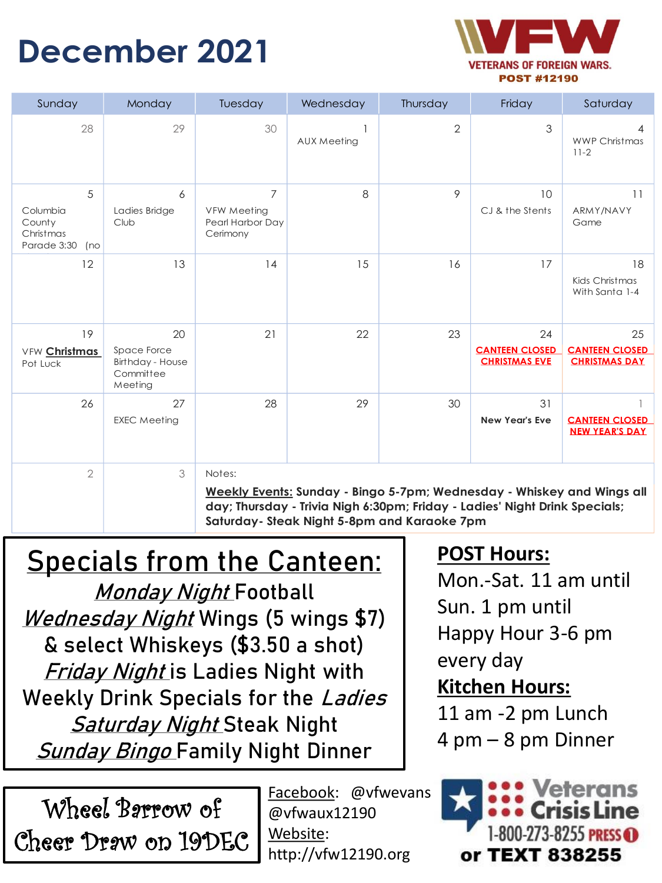# December 2021

**VFW**
**VETERANS OF FOREIGN WARS.**
**POST #12190**

| Sunday | Monday | Tuesday | Wednesday | Thursday | Friday | Saturday |
|---|---|---|---|---|---|---|
| 28 | 29 | 30 | 1 AUX Meeting | 2 | 3 | 4 WWP Christmas 11-2 |
| 5 Columbia County Christmas Parade 3:30 (no | 6 Ladies Bridge Club | 7 VFW Meeting Pearl Harbor Day Cerimony | 8 | 9 | 10 CJ & the Stents | 11 ARMY/NAVY Game |
| 12 | 13 | 14 | 15 | 16 | 17 | 18 Kids Christmas With Santa 1-4 |
| 19 VFW **Christmas** Pot Luck | 20 Space Force Birthday - House Committee Meeting | 21 | 22 | 23 | 24 **CANTEEN CLOSED CHRISTMAS EVE** | 25 **CANTEEN CLOSED CHRISTMAS DAY** |
| 26 | 27 EXEC Meeting | 28 | 29 | 30 | 31 **New Year's Eve** | 1 **CANTEEN CLOSED NEW YEAR'S DAY** |
| 2 | 3 | Notes: **Weekly Events: Sunday - Bingo 5-7pm; Wednesday - Whiskey and Wings all day; Thursday - Trivia Nigh 6:30pm; Friday - Ladies' Night Drink Specials; Saturday- Steak Night 5-8pm and Karaoke 7pm** | | | | |

## Specials from the Canteen:

*Monday Night* Football
*Wednesday Night* Wings (5 wings $7) & select Whiskeys ($3.50 a shot)
*Friday Night* is Ladies Night with Weekly Drink Specials for the *Ladies*
*Saturday Night* Steak Night
*Sunday Bingo* Family Night Dinner

**POST Hours:**
Mon.-Sat. 11 am until
Sun. 1 pm until
Happy Hour 3-6 pm every day

**Kitchen Hours:**
11 am -2 pm Lunch
4 pm – 8 pm Dinner

Wheel Barrow of Cheer Draw on 19DEC

Facebook: @vfwevans
@vfwaux12190
Website:
http://vfw12190.org

Veterans Crisis Line
1-800-273-8255 PRESS 1
or TEXT 838255